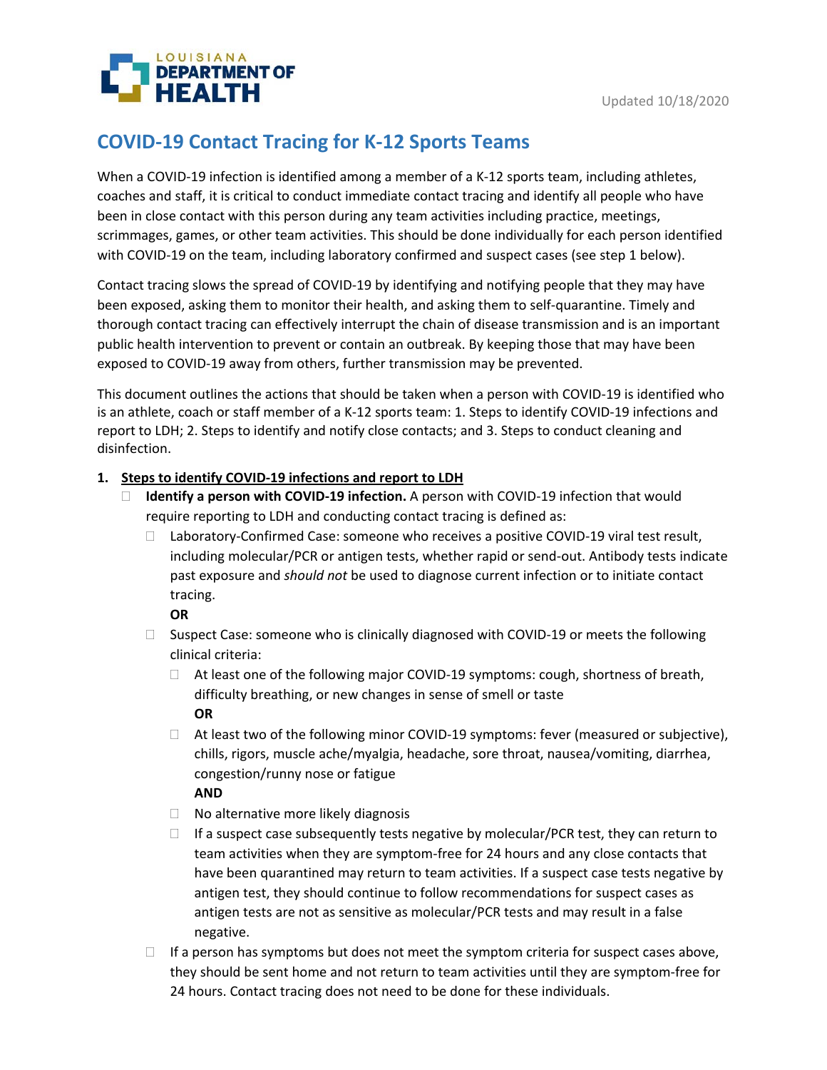Updated 10/18/2020

# COVID-19 Contact Tracing for K-12 Sports Teams

When a COVID-19 infection is identified among a member of a K-12 sports team, including athletes, coaches and staff, it is critical to conduct immediate contact tracing and identify all people who have been in close contact with this person during any team activities including practice, meetings, scrimmages, games, or other team activities. This should be done individually for each person identified with COVID-19 on the team, including laboratory confirmed and suspect cases (see step 1 below).

Contact tracing slows the spread of COVID-19 by identifying and notifying people that they may have been exposed, asking them to monitor their health, and asking them to self-quarantine. Timely and thorough contact tracing can effectively interrupt the chain of disease transmission and is an important public health intervention to prevent or contain an outbreak. By keeping those that may have been exposed to COVID-19 away from others, further transmission may be prevented.

This document outlines the actions that should be taken when a person with COVID-19 is identified who is an athlete, coach or staff member of a K-12 sports team: 1. Steps to identify COVID-19 infections and report to LDH; 2. Steps to identify and notify close contacts; and 3. Steps to conduct cleaning and disinfection.

1. **Steps to identify COVID-19 infections and report to LDH**
   - **Identify a person with COVID-19 infection.** A person with COVID-19 infection that would require reporting to LDH and conducting contact tracing is defined as:
     - Laboratory-Confirmed Case: someone who receives a positive COVID-19 viral test result, including molecular/PCR or antigen tests, whether rapid or send-out. Antibody tests indicate past exposure and *should not* be used to diagnose current infection or to initiate contact tracing.

       **OR**
     - Suspect Case: someone who is clinically diagnosed with COVID-19 or meets the following clinical criteria:
       - At least one of the following major COVID-19 symptoms: cough, shortness of breath, difficulty breathing, or new changes in sense of smell or taste

         **OR**
       - At least two of the following minor COVID-19 symptoms: fever (measured or subjective), chills, rigors, muscle ache/myalgia, headache, sore throat, nausea/vomiting, diarrhea, congestion/runny nose or fatigue

         **AND**
       - No alternative more likely diagnosis
       - If a suspect case subsequently tests negative by molecular/PCR test, they can return to team activities when they are symptom-free for 24 hours and any close contacts that have been quarantined may return to team activities. If a suspect case tests negative by antigen test, they should continue to follow recommendations for suspect cases as antigen tests are not as sensitive as molecular/PCR tests and may result in a false negative.
     - If a person has symptoms but does not meet the symptom criteria for suspect cases above, they should be sent home and not return to team activities until they are symptom-free for 24 hours. Contact tracing does not need to be done for these individuals.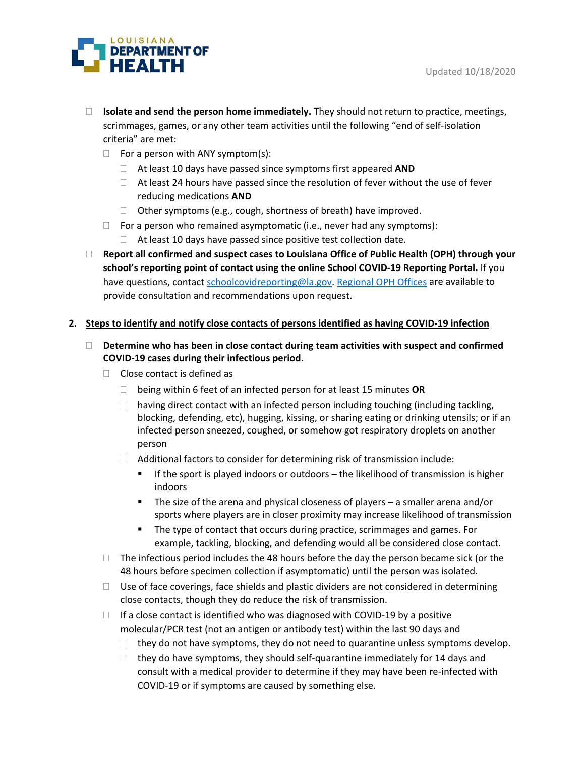- **Isolate and send the person home immediately.** They should not return to practice, meetings, scrimmages, games, or any other team activities until the following "end of self-isolation criteria" are met:
  - For a person with ANY symptom(s):
    - At least 10 days have passed since symptoms first appeared **AND**
    - At least 24 hours have passed since the resolution of fever without the use of fever reducing medications **AND**
    - Other symptoms (e.g., cough, shortness of breath) have improved.
  - For a person who remained asymptomatic (i.e., never had any symptoms):
    - At least 10 days have passed since positive test collection date.
- **Report all confirmed and suspect cases to Louisiana Office of Public Health (OPH) through your school's reporting point of contact using the online School COVID-19 Reporting Portal.** If you have questions, contact schoolcovidreporting@la.gov. Regional OPH Offices are available to provide consultation and recommendations upon request.

## 2. Steps to identify and notify close contacts of persons identified as having COVID-19 infection

- **Determine who has been in close contact during team activities with suspect and confirmed COVID-19 cases during their infectious period**.
  - Close contact is defined as
    - being within 6 feet of an infected person for at least 15 minutes **OR**
    - having direct contact with an infected person including touching (including tackling, blocking, defending, etc), hugging, kissing, or sharing eating or drinking utensils; or if an infected person sneezed, coughed, or somehow got respiratory droplets on another person
    - Additional factors to consider for determining risk of transmission include:
      - If the sport is played indoors or outdoors – the likelihood of transmission is higher indoors
      - The size of the arena and physical closeness of players – a smaller arena and/or sports where players are in closer proximity may increase likelihood of transmission
      - The type of contact that occurs during practice, scrimmages and games. For example, tackling, blocking, and defending would all be considered close contact.
  - The infectious period includes the 48 hours before the day the person became sick (or the 48 hours before specimen collection if asymptomatic) until the person was isolated.
  - Use of face coverings, face shields and plastic dividers are not considered in determining close contacts, though they do reduce the risk of transmission.
  - If a close contact is identified who was diagnosed with COVID-19 by a positive molecular/PCR test (not an antigen or antibody test) within the last 90 days and
    - they do not have symptoms, they do not need to quarantine unless symptoms develop.
    - they do have symptoms, they should self-quarantine immediately for 14 days and consult with a medical provider to determine if they may have been re-infected with COVID-19 or if symptoms are caused by something else.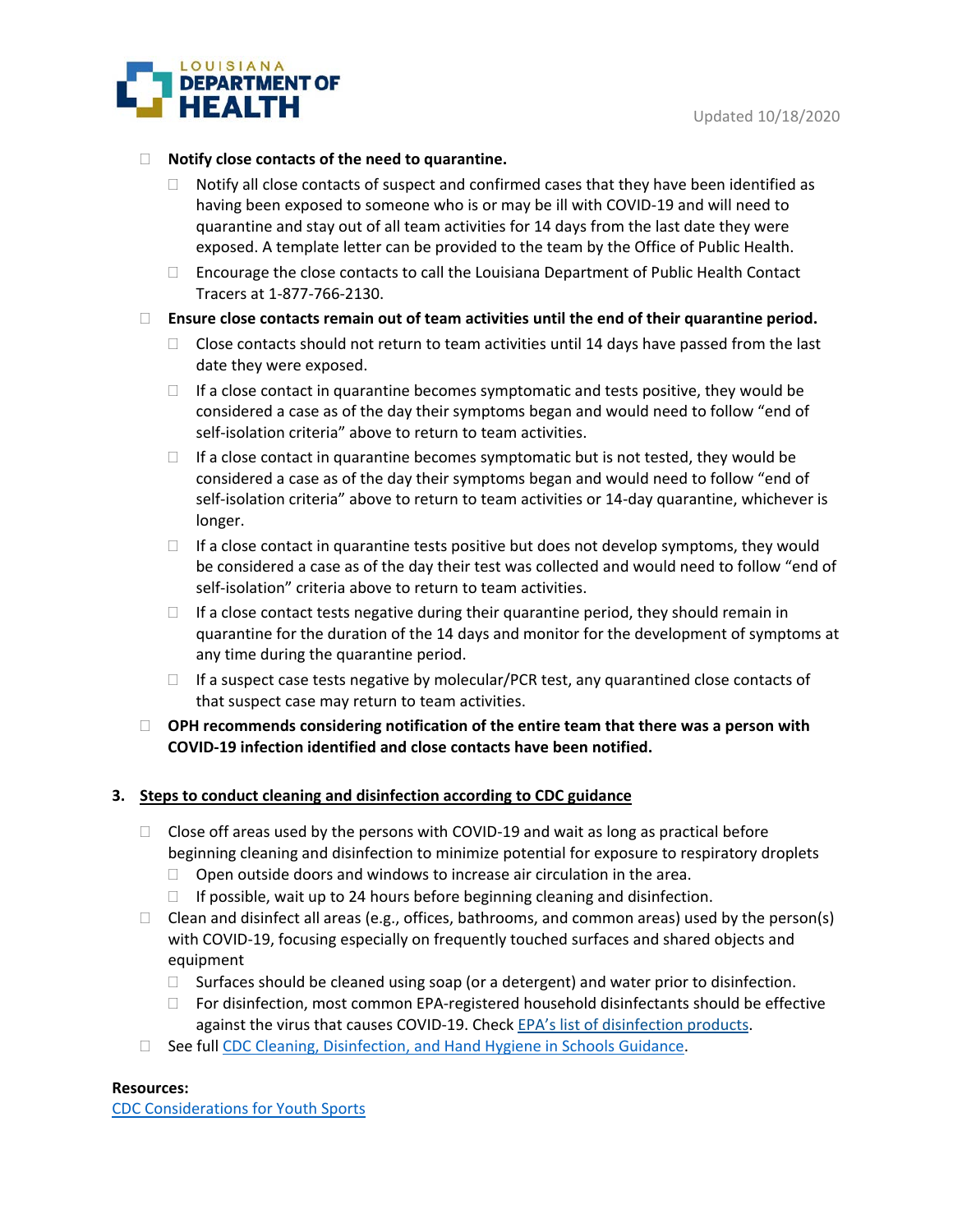- **Notify close contacts of the need to quarantine.**
  - Notify all close contacts of suspect and confirmed cases that they have been identified as having been exposed to someone who is or may be ill with COVID-19 and will need to quarantine and stay out of all team activities for 14 days from the last date they were exposed. A template letter can be provided to the team by the Office of Public Health.
  - Encourage the close contacts to call the Louisiana Department of Public Health Contact Tracers at 1-877-766-2130.
- **Ensure close contacts remain out of team activities until the end of their quarantine period.**
  - Close contacts should not return to team activities until 14 days have passed from the last date they were exposed.
  - If a close contact in quarantine becomes symptomatic and tests positive, they would be considered a case as of the day their symptoms began and would need to follow "end of self-isolation criteria" above to return to team activities.
  - If a close contact in quarantine becomes symptomatic but is not tested, they would be considered a case as of the day their symptoms began and would need to follow "end of self-isolation criteria" above to return to team activities or 14-day quarantine, whichever is longer.
  - If a close contact in quarantine tests positive but does not develop symptoms, they would be considered a case as of the day their test was collected and would need to follow "end of self-isolation" criteria above to return to team activities.
  - If a close contact tests negative during their quarantine period, they should remain in quarantine for the duration of the 14 days and monitor for the development of symptoms at any time during the quarantine period.
  - If a suspect case tests negative by molecular/PCR test, any quarantined close contacts of that suspect case may return to team activities.
- **OPH recommends considering notification of the entire team that there was a person with COVID-19 infection identified and close contacts have been notified.**

## 3. Steps to conduct cleaning and disinfection according to CDC guidance

- Close off areas used by the persons with COVID-19 and wait as long as practical before beginning cleaning and disinfection to minimize potential for exposure to respiratory droplets
  - Open outside doors and windows to increase air circulation in the area.
  - If possible, wait up to 24 hours before beginning cleaning and disinfection.
- Clean and disinfect all areas (e.g., offices, bathrooms, and common areas) used by the person(s) with COVID-19, focusing especially on frequently touched surfaces and shared objects and equipment
  - Surfaces should be cleaned using soap (or a detergent) and water prior to disinfection.
  - For disinfection, most common EPA-registered household disinfectants should be effective against the virus that causes COVID-19. Check EPA's list of disinfection products.
- See full CDC Cleaning, Disinfection, and Hand Hygiene in Schools Guidance.

**Resources:**

CDC Considerations for Youth Sports